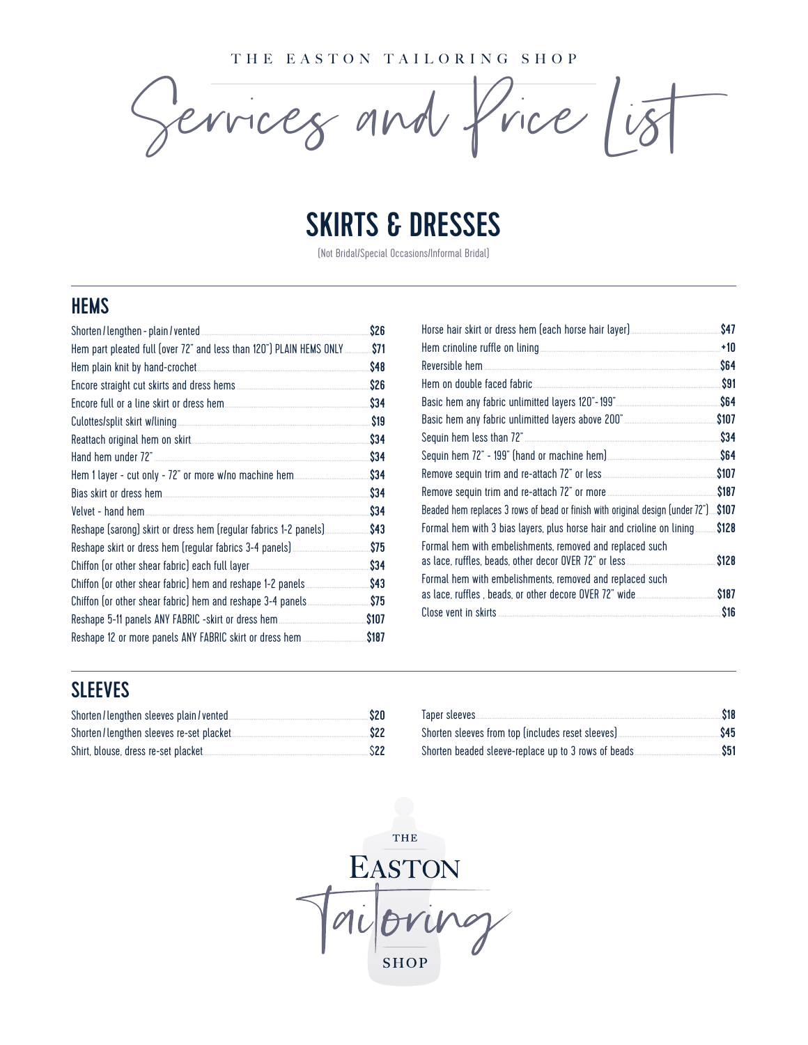THE EASTON TAILORING SHOP

# Services and Price List

## SKIRTS & DRESSES

(Not Bridal/Special Occasions/Informal Bridal)

### HEMS

| Service | Price |
|---|---|
| Shorten / lengthen - plain / vented | $26 |
| Hem part pleated full (over 72" and less than 120") PLAIN HEMS ONLY | $71 |
| Hem plain knit by hand-crochet | $48 |
| Encore straight cut skirts and dress hems | $26 |
| Encore full or a line skirt or dress hem | $34 |
| Culottes/split skirt w/lining | $19 |
| Reattach original hem on skirt | $34 |
| Hand hem under 72" | $34 |
| Hem 1 layer - cut only - 72" or more w/no machine hem | $34 |
| Bias skirt or dress hem | $34 |
| Velvet - hand hem | $34 |
| Reshape (sarong) skirt or dress hem (regular fabrics 1-2 panels) | $43 |
| Reshape skirt or dress hem (regular fabrics 3-4 panels) | $75 |
| Chiffon (or other shear fabric) each full layer | $34 |
| Chiffon (or other shear fabric) hem and reshape 1-2 panels | $43 |
| Chiffon (or other shear fabric) hem and reshape 3-4 panels | $75 |
| Reshape 5-11 panels ANY FABRIC -skirt or dress hem | $107 |
| Reshape 12 or more panels ANY FABRIC skirt or dress hem | $187 |
| Horse hair skirt or dress hem (each horse hair layer) | $47 |
| Hem crinoline ruffle on lining | +10 |
| Reversible hem | $64 |
| Hem on double faced fabric | $91 |
| Basic hem any fabric unlimitted layers 120"-199" | $64 |
| Basic hem any fabric unlimitted layers above 200" | $107 |
| Sequin hem less than 72" | $34 |
| Sequin hem 72" - 199" (hand or machine hem) | $64 |
| Remove sequin trim and re-attach 72" or less | $107 |
| Remove sequin trim and re-attach 72" or more | $187 |
| Beaded hem replaces 3 rows of bead or finish with original design (under 72") | $107 |
| Formal hem with 3 bias layers, plus horse hair and crioline on lining | $128 |
| Formal hem with embelishments, removed and replaced such as lace, ruffles, beads, other decor OVER 72" or less | $128 |
| Formal hem with embelishments, removed and replaced such as lace, ruffles , beads, or other decore OVER 72" wide | $187 |
| Close vent in skirts | $16 |

### SLEEVES

| Service | Price |
|---|---|
| Shorten / lengthen sleeves plain / vented | $20 |
| Shorten / lengthen sleeves re-set placket | $22 |
| Shirt, blouse, dress re-set placket | $22 |
| Taper sleeves | $18 |
| Shorten sleeves from top (includes reset sleeves) | $45 |
| Shorten beaded sleeve-replace up to 3 rows of beads | $51 |

THE EASTON Tailoring SHOP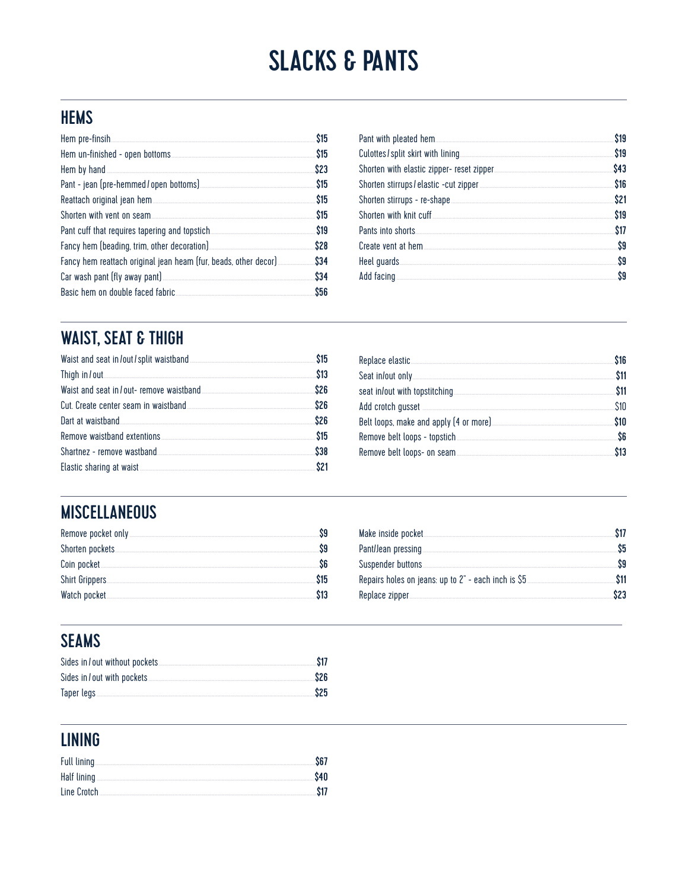# SLACKS & PANTS

## HEMS

| Item | Price |
|---|---|
| Hem pre-finsih | $15 |
| Hem un-finished - open bottoms | $15 |
| Hem by hand | $23 |
| Pant - jean (pre-hemmed / open bottoms) | $15 |
| Reattach original jean hem | $15 |
| Shorten with vent on seam | $15 |
| Pant cuff that requires tapering and topstich | $19 |
| Fancy hem (beading, trim, other decoration) | $28 |
| Fancy hem reattach original jean heam (fur, beads, other decor) | $34 |
| Car wash pant (fly away pant) | $34 |
| Basic hem on double faced fabric | $56 |
| Pant with pleated hem | $19 |
| Culottes / split skirt with lining | $19 |
| Shorten with elastic zipper- reset zipper | $43 |
| Shorten stirrups / elastic -cut zipper | $16 |
| Shorten stirrups - re-shape | $21 |
| Shorten with knit cuff | $19 |
| Pants into shorts | $17 |
| Create vent at hem | $9 |
| Heel guards | $9 |
| Add facing | $9 |

## WAIST, SEAT & THIGH

| Item | Price |
|---|---|
| Waist and seat in / out / split waistband | $15 |
| Thigh in / out | $13 |
| Waist and seat in / out- remove waistband | $26 |
| Cut. Create center seam in waistband | $26 |
| Dart at waistband | $26 |
| Remove waistband extentions | $15 |
| Shartnez - remove wastband | $38 |
| Elastic sharing at waist | $21 |
| Replace elastic | $16 |
| Seat in/out only | $11 |
| seat in/out with topstitching | $11 |
| Add crotch gusset | $10 |
| Belt loops, make and apply (4 or more) | $10 |
| Remove belt loops - topstich | $6 |
| Remove belt loops- on seam | $13 |

## MISCELLANEOUS

| Item | Price |
|---|---|
| Remove pocket only | $9 |
| Shorten pockets | $9 |
| Coin pocket | $6 |
| Shirt Grippers | $15 |
| Watch pocket | $13 |
| Make inside pocket | $17 |
| Pant/Jean pressing | $5 |
| Suspender buttons | $9 |
| Repairs holes on jeans: up to 2" - each inch is $5 | $11 |
| Replace zipper | $23 |

## SEAMS

| Item | Price |
|---|---|
| Sides in / out without pockets | $17 |
| Sides in / out with pockets | $26 |
| Taper legs | $25 |

## LINING

| Item | Price |
|---|---|
| Full lining | $67 |
| Half lining | $40 |
| Line Crotch | $17 |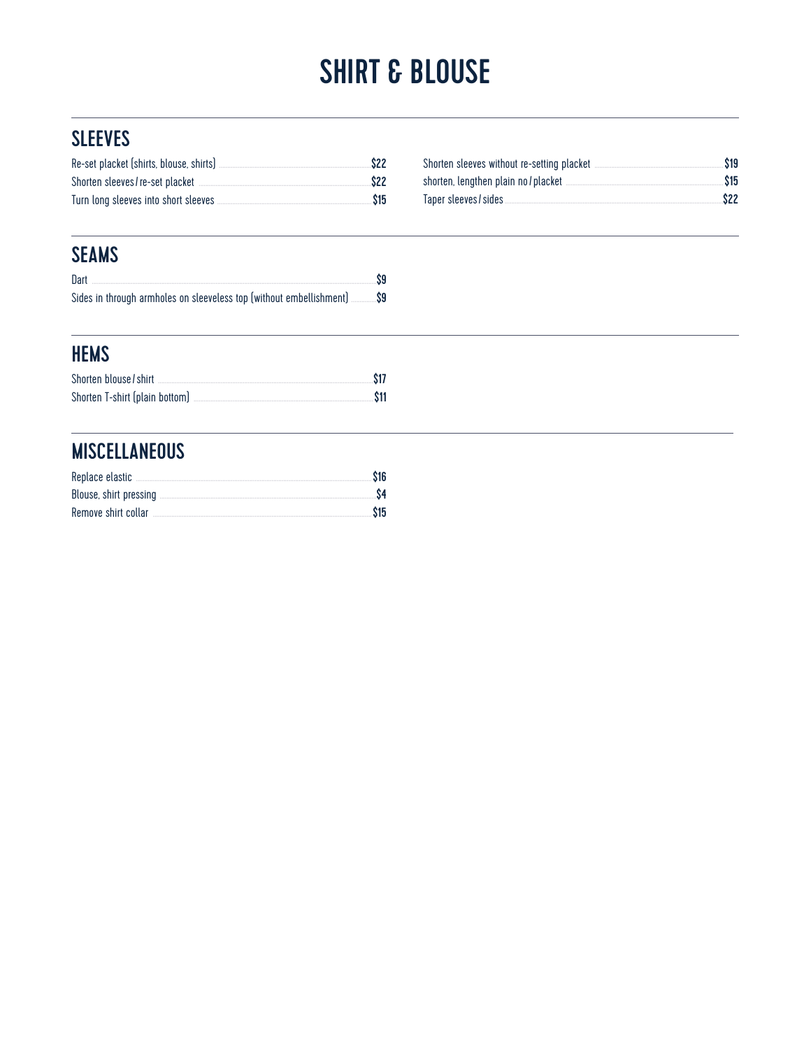# SHIRT & BLOUSE

## SLEEVES

| Item | Price |
|---|---|
| Re-set placket (shirts, blouse, shirts) | $22 |
| Shorten sleeves / re-set placket | $22 |
| Turn long sleeves into short sleeves | $15 |
| Shorten sleeves without re-setting placket | $19 |
| shorten, lengthen plain no / placket | $15 |
| Taper sleeves / sides | $22 |

## SEAMS

| Item | Price |
|---|---|
| Dart | $9 |
| Sides in through armholes on sleeveless top (without embellishment) | $9 |

## HEMS

| Item | Price |
|---|---|
| Shorten blouse / shirt | $17 |
| Shorten T-shirt (plain bottom) | $11 |

## MISCELLANEOUS

| Item | Price |
|---|---|
| Replace elastic | $16 |
| Blouse, shirt pressing | $4 |
| Remove shirt collar | $15 |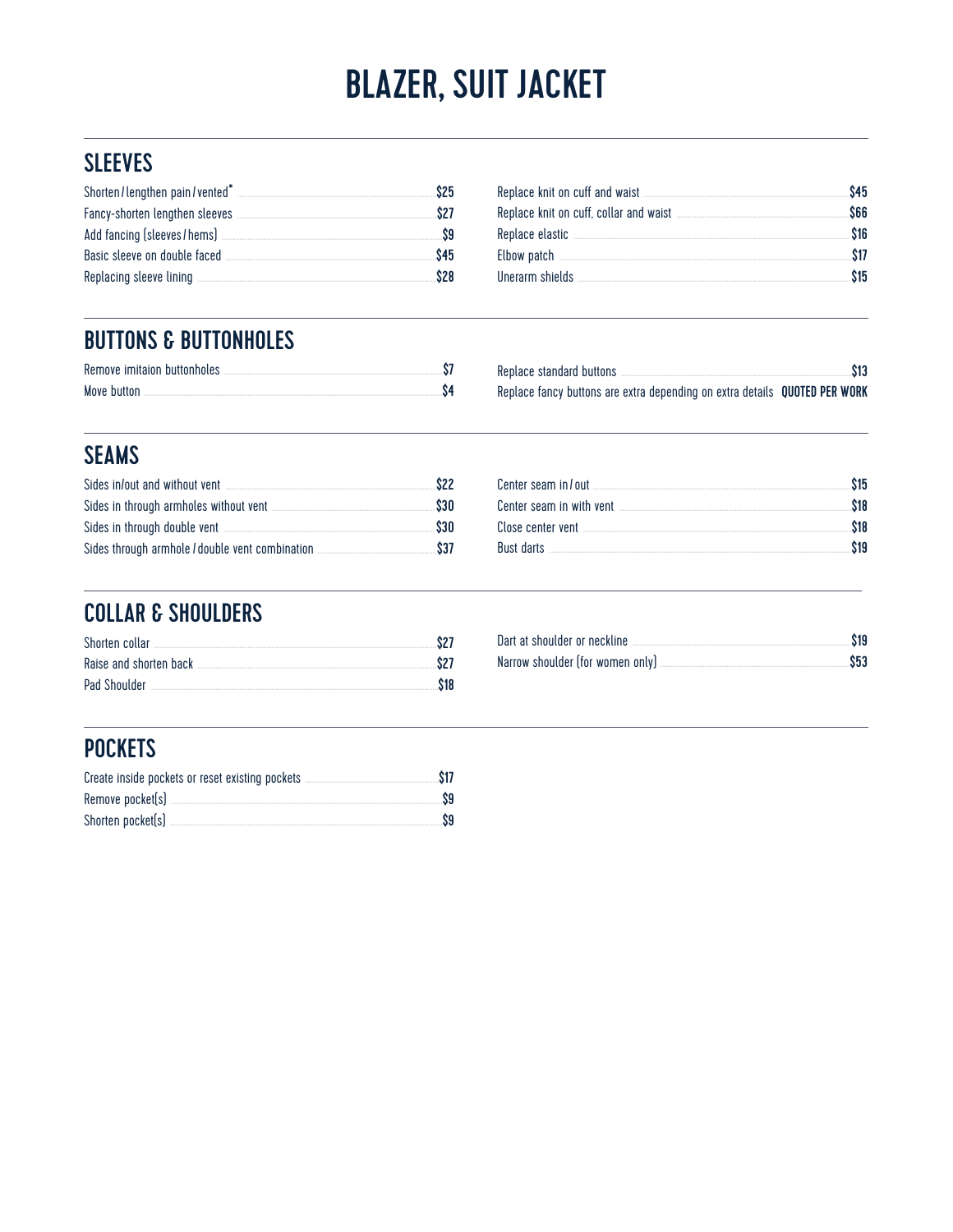# BLAZER, SUIT JACKET

## SLEEVES

| Service | Price |
| --- | --- |
| Shorten / lengthen pain / vented* | $25 |
| Fancy-shorten lengthen sleeves | $27 |
| Add fancing (sleeves / hems) | $9 |
| Basic sleeve on double faced | $45 |
| Replacing sleeve lining | $28 |
| Replace knit on cuff and waist | $45 |
| Replace knit on cuff, collar and waist | $66 |
| Replace elastic | $16 |
| Elbow patch | $17 |
| Unerarm shields | $15 |

## BUTTONS & BUTTONHOLES

| Service | Price |
| --- | --- |
| Remove imitaion buttonholes | $7 |
| Move button | $4 |
| Replace standard buttons | $13 |
| Replace fancy buttons are extra depending on extra details | **QUOTED PER WORK** |

## SEAMS

| Service | Price |
| --- | --- |
| Sides in/out and without vent | $22 |
| Sides in through armholes without vent | $30 |
| Sides in through double vent | $30 |
| Sides through armhole / double vent combination | $37 |
| Center seam in / out | $15 |
| Center seam in with vent | $18 |
| Close center vent | $18 |
| Bust darts | $19 |

## COLLAR & SHOULDERS

| Service | Price |
| --- | --- |
| Shorten collar | $27 |
| Raise and shorten back | $27 |
| Pad Shoulder | $18 |
| Dart at shoulder or neckline | $19 |
| Narrow shoulder (for women only) | $53 |

## POCKETS

| Service | Price |
| --- | --- |
| Create inside pockets or reset existing pockets | $17 |
| Remove pocket(s) | $9 |
| Shorten pocket(s) | $9 |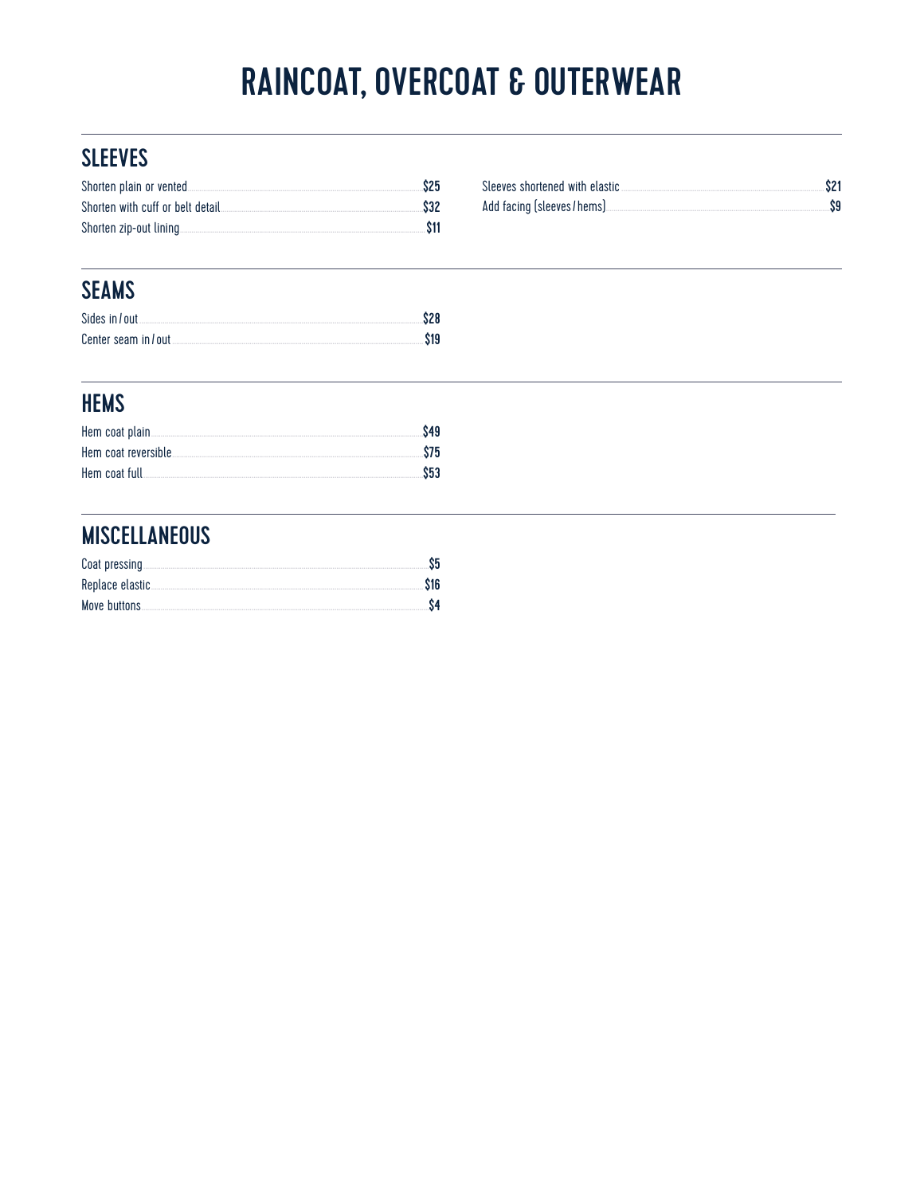# RAINCOAT, OVERCOAT & OUTERWEAR

## SLEEVES

| | |
|---|---|
| Shorten plain or vented | $25 |
| Shorten with cuff or belt detail | $32 |
| Shorten zip-out lining | $11 |
| Sleeves shortened with elastic | $21 |
| Add facing (sleeves / hems) | $9 |

## SEAMS

| | |
|---|---|
| Sides in / out | $28 |
| Center seam in / out | $19 |

## HEMS

| | |
|---|---|
| Hem coat plain | $49 |
| Hem coat reversible | $75 |
| Hem coat full | $53 |

## MISCELLANEOUS

| | |
|---|---|
| Coat pressing | $5 |
| Replace elastic | $16 |
| Move buttons | $4 |